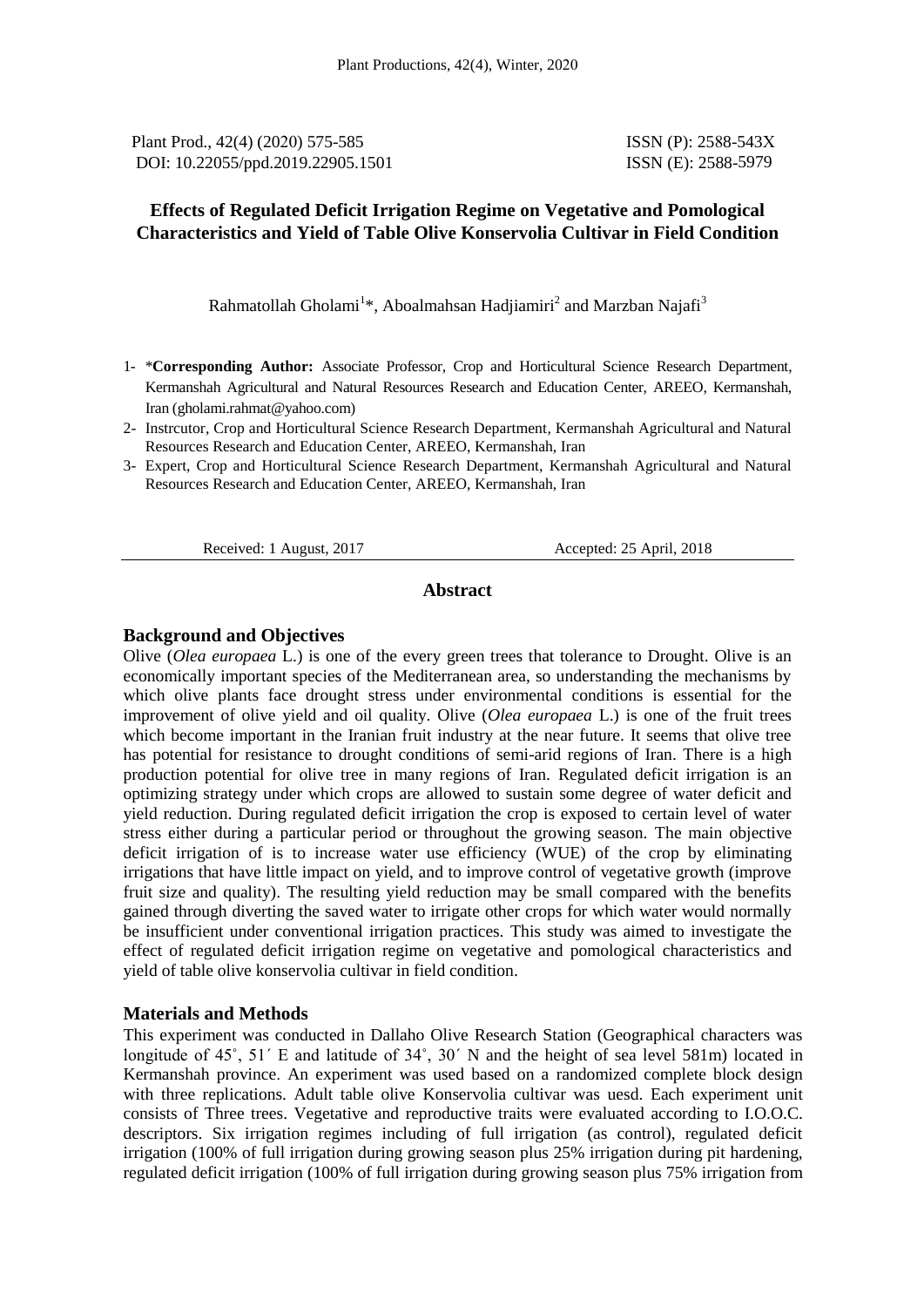Plant Prod., 42(4) (2020) 575-585
DOI: 10.22055/ppd.2019.22905.1501

ISSN (P): 2588-543X
ISSN (E): 2588-5979

# Effects of Regulated Deficit Irrigation Regime on Vegetative and Pomological Characteristics and Yield of Table Olive Konservolia Cultivar in Field Condition

Rahmatollah Gholami[1]*, Aboalmahsan Hadjiamiri[2] and Marzban Najafi[3]

1- ***Corresponding Author:** Associate Professor, Crop and Horticultural Science Research Department, Kermanshah Agricultural and Natural Resources Research and Education Center, AREEO, Kermanshah, Iran (gholami.rahmat@yahoo.com)
2- Instrcutor, Crop and Horticultural Science Research Department, Kermanshah Agricultural and Natural Resources Research and Education Center, AREEO, Kermanshah, Iran
3- Expert, Crop and Horticultural Science Research Department, Kermanshah Agricultural and Natural Resources Research and Education Center, AREEO, Kermanshah, Iran

Received: 1 August, 2017 Accepted: 25 April, 2018

## Abstract

### Background and Objectives

Olive (*Olea europaea* L.) is one of the every green trees that tolerance to Drought. Olive is an economically important species of the Mediterranean area, so understanding the mechanisms by which olive plants face drought stress under environmental conditions is essential for the improvement of olive yield and oil quality. Olive (*Olea europaea* L.) is one of the fruit trees which become important in the Iranian fruit industry at the near future. It seems that olive tree has potential for resistance to drought conditions of semi-arid regions of Iran. There is a high production potential for olive tree in many regions of Iran. Regulated deficit irrigation is an optimizing strategy under which crops are allowed to sustain some degree of water deficit and yield reduction. During regulated deficit irrigation the crop is exposed to certain level of water stress either during a particular period or throughout the growing season. The main objective deficit irrigation of is to increase water use efficiency (WUE) of the crop by eliminating irrigations that have little impact on yield, and to improve control of vegetative growth (improve fruit size and quality). The resulting yield reduction may be small compared with the benefits gained through diverting the saved water to irrigate other crops for which water would normally be insufficient under conventional irrigation practices. This study was aimed to investigate the effect of regulated deficit irrigation regime on vegetative and pomological characteristics and yield of table olive konservolia cultivar in field condition.

### Materials and Methods

This experiment was conducted in Dallaho Olive Research Station (Geographical characters was longitude of 45˚, 51´ E and latitude of 34˚, 30´ N and the height of sea level 581m) located in Kermanshah province. An experiment was used based on a randomized complete block design with three replications. Adult table olive Konservolia cultivar was uesd. Each experiment unit consists of Three trees. Vegetative and reproductive traits were evaluated according to I.O.O.C. descriptors. Six irrigation regimes including of full irrigation (as control), regulated deficit irrigation (100% of full irrigation during growing season plus 25% irrigation during pit hardening, regulated deficit irrigation (100% of full irrigation during growing season plus 75% irrigation from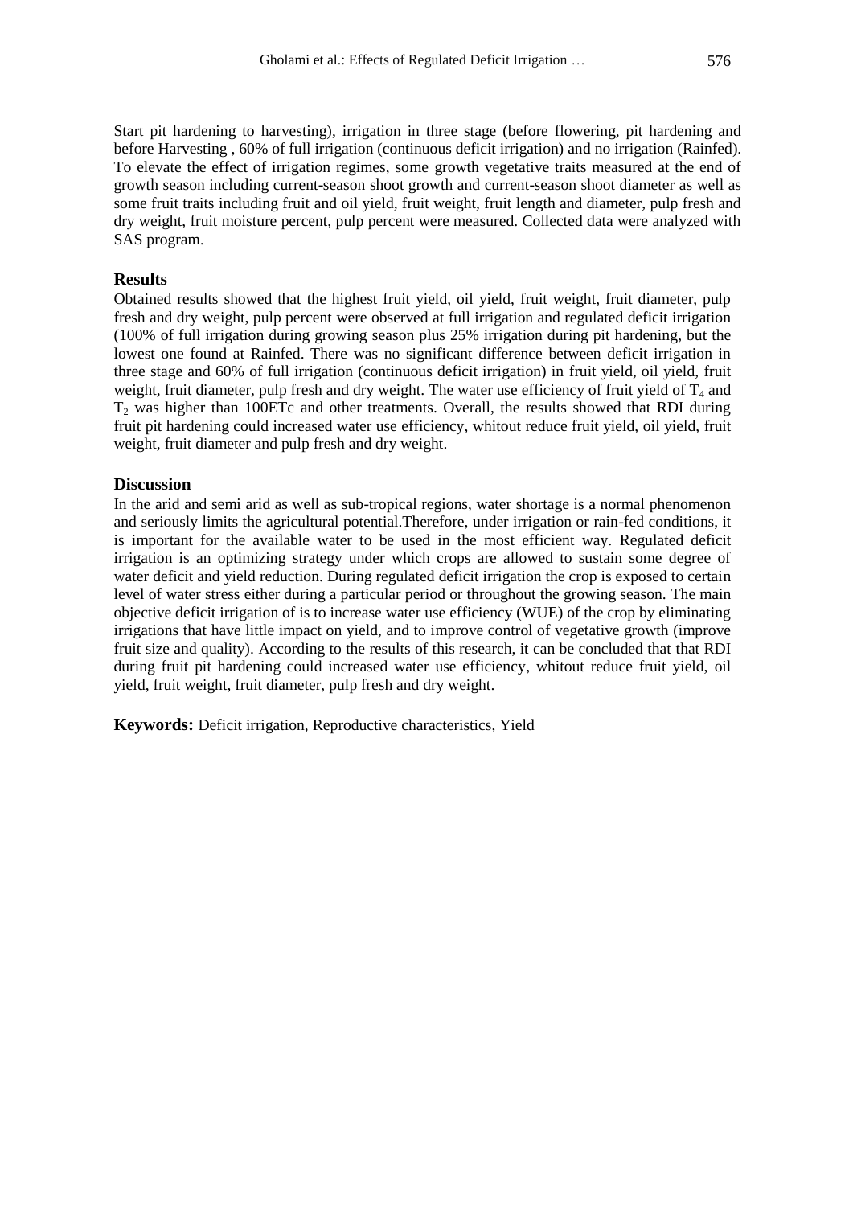Start pit hardening to harvesting), irrigation in three stage (before flowering, pit hardening and before Harvesting , 60% of full irrigation (continuous deficit irrigation) and no irrigation (Rainfed). To elevate the effect of irrigation regimes, some growth vegetative traits measured at the end of growth season including current-season shoot growth and current-season shoot diameter as well as some fruit traits including fruit and oil yield, fruit weight, fruit length and diameter, pulp fresh and dry weight, fruit moisture percent, pulp percent were measured. Collected data were analyzed with SAS program.

## Results

Obtained results showed that the highest fruit yield, oil yield, fruit weight, fruit diameter, pulp fresh and dry weight, pulp percent were observed at full irrigation and regulated deficit irrigation (100% of full irrigation during growing season plus 25% irrigation during pit hardening, but the lowest one found at Rainfed. There was no significant difference between deficit irrigation in three stage and 60% of full irrigation (continuous deficit irrigation) in fruit yield, oil yield, fruit weight, fruit diameter, pulp fresh and dry weight. The water use efficiency of fruit yield of $T_4$ and $T_2$ was higher than 100ETc and other treatments. Overall, the results showed that RDI during fruit pit hardening could increased water use efficiency, whitout reduce fruit yield, oil yield, fruit weight, fruit diameter and pulp fresh and dry weight.

## Discussion

In the arid and semi arid as well as sub-tropical regions, water shortage is a normal phenomenon and seriously limits the agricultural potential.Therefore, under irrigation or rain-fed conditions, it is important for the available water to be used in the most efficient way. Regulated deficit irrigation is an optimizing strategy under which crops are allowed to sustain some degree of water deficit and yield reduction. During regulated deficit irrigation the crop is exposed to certain level of water stress either during a particular period or throughout the growing season. The main objective deficit irrigation of is to increase water use efficiency (WUE) of the crop by eliminating irrigations that have little impact on yield, and to improve control of vegetative growth (improve fruit size and quality). According to the results of this research, it can be concluded that that RDI during fruit pit hardening could increased water use efficiency, whitout reduce fruit yield, oil yield, fruit weight, fruit diameter, pulp fresh and dry weight.

**Keywords:** Deficit irrigation, Reproductive characteristics, Yield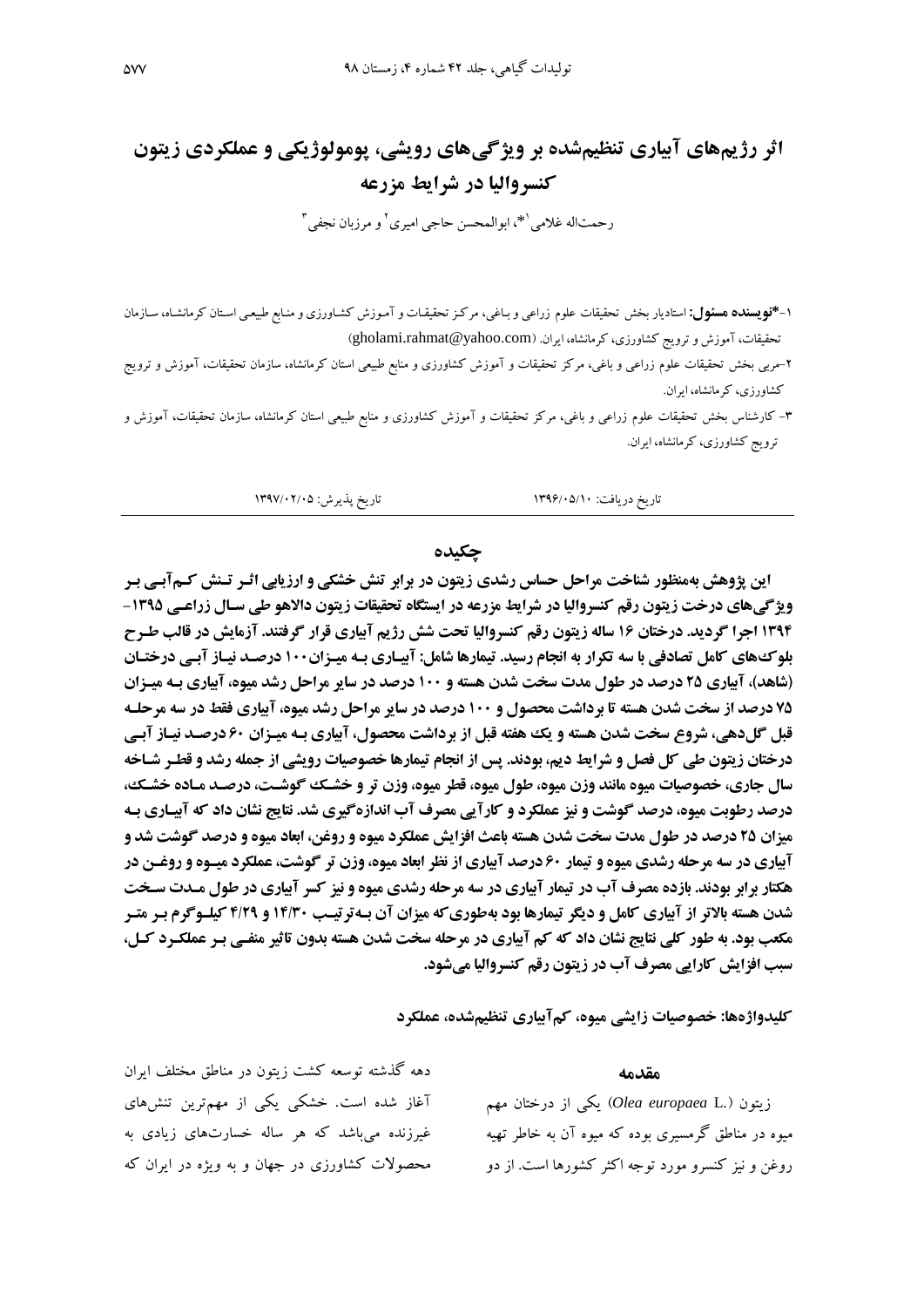# اثر رژیم‌های آبیاری تنظیم‌شده بر ویژگی‌های رویشی، پومولوژیکی و عملکردی زیتون کنسروالیا در شرایط مزرعه

رحمت‌اله غلامی[1]*، ابوالمحسن حاجی امیری[2] و مرزبان نجفی[3]

۱-**\*نویسنده مسئول:** استادیار بخش تحقیقات علوم زراعی و باغی، مرکز تحقیقات و آموزش کشاورزی و منابع طبیعی استان کرمانشاه، سازمان تحقیقات، آموزش و ترویج کشاورزی، کرمانشاه، ایران. (gholami.rahmat@yahoo.com)

۲-مربی بخش تحقیقات علوم زراعی و باغی، مرکز تحقیقات و آموزش کشاورزی و منابع طبیعی استان کرمانشاه، سازمان تحقیقات، آموزش و ترویج کشاورزی، کرمانشاه، ایران.

۳- کارشناس بخش تحقیقات علوم زراعی و باغی، مرکز تحقیقات و آموزش کشاورزی و منابع طبیعی استان کرمانشاه، سازمان تحقیقات، آموزش و ترویج کشاورزی، کرمانشاه، ایران.

تاریخ دریافت: ۱۳۹۶/۰۵/۱۰ تاریخ پذیرش: ۱۳۹۷/۰۲/۰۵

## چکیده

**این پژوهش به‌منظور شناخت مراحل حساس رشدی زیتون در برابر تنش خشکی و ارزیابی اثر تنش کم‌آبی بر ویژگی‌های درخت زیتون رقم کنسروالیا در شرایط مزرعه در ایستگاه تحقیقات زیتون دالاهو طی سال زراعی ۱۳۹۵-۱۳۹۴ اجرا گردید. درختان ۱۶ ساله زیتون رقم کنسروالیا تحت شش رژیم آبیاری قرار گرفتند. آزمایش در قالب طرح بلوک‌های کامل تصادفی با سه تکرار به انجام رسید. تیمارها شامل: آبیاری به میزان۱۰۰ درصد نیاز آبی درختان (شاهد)، آبیاری ۲۵ درصد در طول مدت سخت شدن هسته و ۱۰۰ درصد در سایر مراحل رشد میوه، آبیاری به میزان ۷۵ درصد از سخت شدن هسته تا برداشت محصول و ۱۰۰ درصد در سایر مراحل رشد میوه، آبیاری فقط در سه مرحله قبل گل‌دهی، شروع سخت شدن هسته و یک هفته قبل از برداشت محصول، آبیاری به میزان ۶۰ درصد نیاز آبی درختان زیتون طی کل فصل و شرایط دیم، بودند. پس از انجام تیمارها خصوصیات رویشی از جمله رشد و قطر شاخه سال جاری، خصوصیات میوه مانند وزن میوه، طول میوه، قطر میوه، وزن تر و خشک گوشت، درصد ماده خشک، درصد رطوبت میوه، درصد گوشت و نیز عملکرد و کارآیی مصرف آب اندازه‌گیری شد. نتایج نشان داد که آبیاری به میزان ۲۵ درصد در طول مدت سخت شدن هسته باعث افزایش عملکرد میوه و روغن، ابعاد میوه و درصد گوشت شد و آبیاری در سه مرحله رشدی میوه و تیمار ۶۰ درصد آبیاری از نظر ابعاد میوه، وزن تر گوشت، عملکرد میوه و روغن در هکتار برابر بودند. بازده مصرف آب در تیمار آبیاری در سه مرحله رشدی میوه و نیز کسر آبیاری در طول مدت سخت شدن هسته بالاتر از آبیاری کامل و دیگر تیمارها بود به‌طوری‌که میزان آن به‌ترتیب ۱۴/۳۰ و ۴/۲۹ کیلوگرم بر متر مکعب بود. به طور کلی نتایج نشان داد که کم آبیاری در مرحله سخت شدن هسته بدون تاثیر منفی بر عملکرد کل، سبب افزایش کارایی مصرف آب در زیتون رقم کنسروالیا می‌شود.**

**کلیدواژه‌ها: خصوصیات زایشی میوه، کم‌آبیاری تنظیم‌شده، عملکرد**

## مقدمه

زیتون (*Olea europaea* L.) یکی از درختان مهم میوه در مناطق گرمسیری بوده که میوه آن به خاطر تهیه روغن و نیز کنسرو مورد توجه اکثر کشورها است. از دو دهه گذشته توسعه کشت زیتون در مناطق مختلف ایران آغاز شده است. خشکی یکی از مهم‌ترین تنش‌های غیرزنده می‌باشد که هر ساله خسارت‌های زیادی به محصولات کشاورزی در جهان و به ویژه در ایران که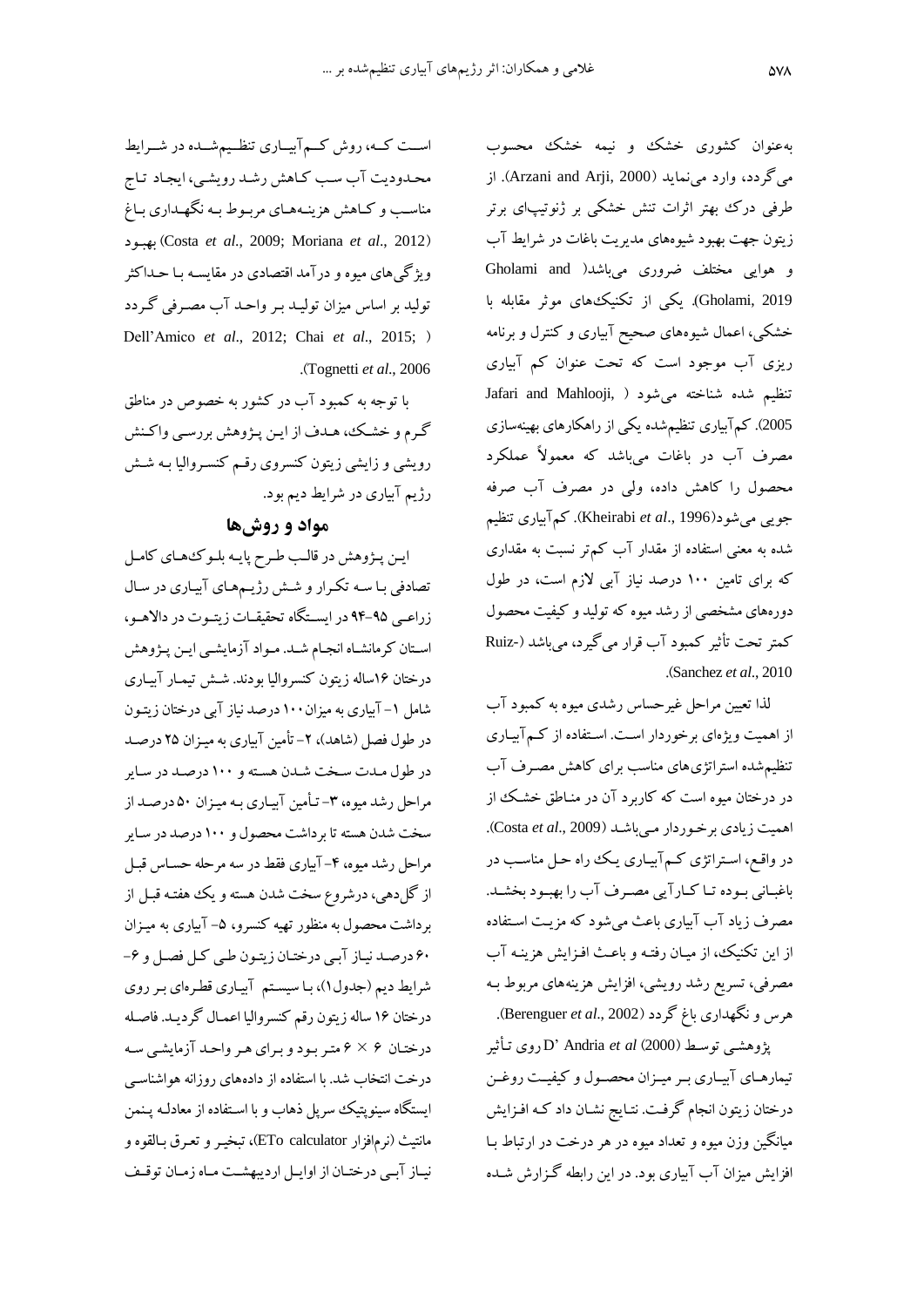به‌عنوان کشوری خشک و نیمه خشک محسوب می‌گردد، وارد می‌نماید (Arzani and Arji, 2000). از طرفی درک بهتر اثرات تنش خشکی بر ژنوتیپ‌های برتر زیتون جهت بهبود شیوه‌های مدیریت باغات در شرایط آب و هوایی مختلف ضروری می‌باشد( Gholami and Gholami, 2019). یکی از تکنیک‌های موثر مقابله با خشکی، اعمال شیوه‌های صحیح آبیاری و کنترل و برنامه ریزی آب موجود است که تحت عنوان کم آبیاری تنظیم شده شناخته می‌شود ( Jafari and Mahlooji, 2005). کم‌آبیاری تنظیم‌شده یکی از راهکارهای بهینه‌سازی مصرف آب در باغات می‌باشد که معمولاً عملکرد محصول را کاهش داده، ولی در مصرف آب صرفه جویی می‌شود(Kheirabi *et al*., 1996). کم‌آبیاری تنظیم شده به معنی استفاده از مقدار آب کم‌تر نسبت به مقداری که برای تامین ۱۰۰ درصد نیاز آبی لازم است، در طول دوره‌های مشخصی از رشد میوه که تولید و کیفیت محصول کمتر تحت تأثیر کمبود آب قرار می‌گیرد، می‌باشد (Ruiz-Sanchez *et al*., 2010).

لذا تعیین مراحل غیرحساس رشدی میوه به کمبود آب از اهمیت ویژه‌ای برخوردار است. استفاده از کم‌آبیاری تنظیم‌شده استراتژی‌های مناسب برای کاهش مصرف آب در درختان میوه است که کاربرد آن در مناطق خشک از اهمیت زیادی برخوردار می‌باشد (Costa *et al*., 2009). در واقع، استراتژی کم‌آبیاری یک راه حل مناسب در باغبانی بوده تا کارآیی مصرف آب را بهبود بخشد. مصرف زیاد آب آبیاری باعث می‌شود که مزیت استفاده از این تکنیک، از میان رفته و باعث افزایش هزینه آب مصرفی، تسریع رشد رویشی، افزایش هزینه‌های مربوط به هرس و نگهداری باغ گردد (Berenguer *et al*., 2002).

پژوهشی توسط D' Andria *et al* (2000) روی تأثیر تیمارهای آبیاری بر میزان محصول و کیفیت روغن درختان زیتون انجام گرفت. نتایج نشان داد که افزایش میانگین وزن میوه و تعداد میوه در هر درخت در ارتباط با افزایش میزان آب آبیاری بود. در این رابطه گزارش شده است که، روش کم‌آبیاری تنظیم‌شده در شرایط محدودیت آب سبب کاهش رشد رویشی، ایجاد تاج مناسب و کاهش هزینه‌های مربوط به نگهداری باغ (Costa *et al*., 2009; Moriana *et al*., 2012) بهبود ویژگی‌های میوه و درآمد اقتصادی در مقایسه با حداکثر تولید بر اساس میزان تولید بر واحد آب مصرفی گردد (Dell'Amico *et al*., 2012; Chai *et al*., 2015; Tognetti *et al*., 2006).

با توجه به کمبود آب در کشور به خصوص در مناطق گرم و خشک، هدف از این پژوهش بررسی واکنش رویشی و زایشی زیتون کنسروی رقم کنسروالیا به شش رژیم آبیاری در شرایط دیم بود.

## مواد و روش‌ها

این پژوهش در قالب طرح پایه بلوک‌های کامل تصادفی با سه تکرار و شش رژیم‌های آبیاری در سال زراعی ۹۵-۹۴ در ایستگاه تحقیقات زیتون در دالاهو، استان کرمانشاه انجام شد. مواد آزمایشی این پژوهش درختان ۱۶ساله زیتون کنسروالیا بودند. شش تیمار آبیاری شامل ۱- آبیاری به میزان ۱۰۰ درصد نیاز آبی درختان زیتون در طول فصل (شاهد)، ۲- تأمین آبیاری به میزان ۲۵ درصد در طول مدت سخت شدن هسته و ۱۰۰ درصد در سایر مراحل رشد میوه، ۳- تأمین آبیاری به میزان ۵۰ درصد از سخت شدن هسته تا برداشت محصول و ۱۰۰ درصد در سایر مراحل رشد میوه، ۴- آبیاری فقط در سه مرحله حساس قبل از گل‌دهی، درشروع سخت شدن هسته و یک هفته قبل از برداشت محصول به منظور تهیه کنسرو، ۵- آبیاری به میزان ۶۰ درصد نیاز آبی درختان زیتون طی کل فصل و ۶- شرایط دیم (جدول۱)، با سیستم آبیاری قطره‌ای بر روی درختان ۱۶ ساله زیتون رقم کنسروالیا اعمال گردید. فاصله درختان ۶ × ۶ متر بود و برای هر واحد آزمایشی سه درخت انتخاب شد. با استفاده از داده‌های روزانه هواشناسی ایستگاه سینوپتیک سرپل ذهاب و با استفاده از معادله پنمن مانتیث (نرم‌افزار ETo calculator)، تبخیر و تعرق بالقوه و نیاز آبی درختان از اوایل اردیبهشت ماه زمان توقف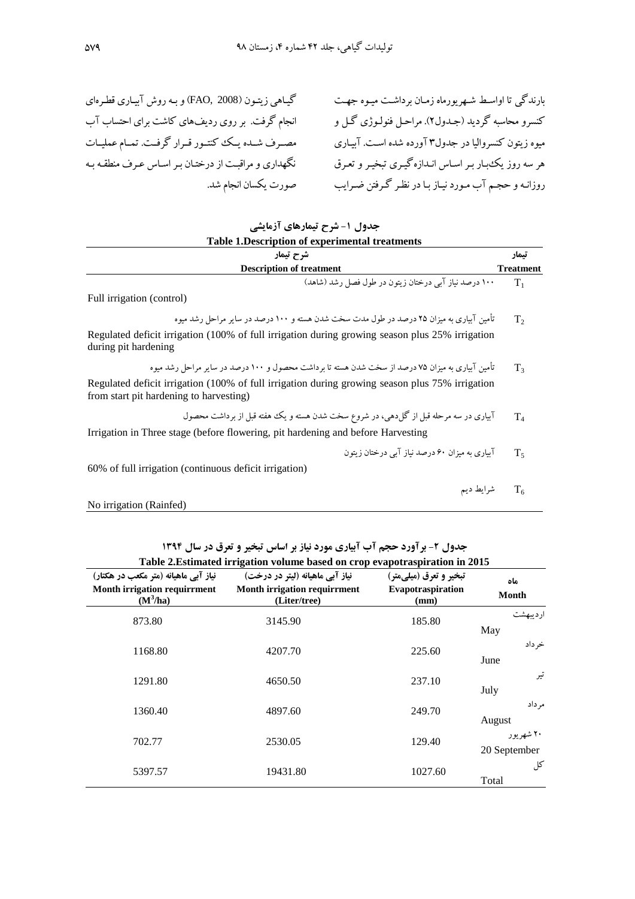باردنگی تا اواسط شهریورماه زمان برداشت میوه جهت کنسرو محاسبه گردید (جدول۲). مراحل فنولوژی گل و میوه زیتون کنسروالیا در جدول۳ آورده شده است. آبیاری هر سه روز یک‌بار بر اساس اندازه‌گیری تبخیر و تعرق روزانه و حجم آب مورد نیاز با در نظر گرفتن ضرایب گیاهی زیتون (FAO, 2008) و به روش آبیاری قطره‌ای انجام گرفت. بر روی ردیف‌های کاشت برای احتساب آب مصرف شده یک کنتور قرار گرفت. تمام عملیات نگهداری و مراقبت از درختان بر اساس عرف منطقه به صورت یکسان انجام شد.

**جدول ۱- شرح تیمارهای آزمایشی**

**Table 1.Description of experimental treatments**

| تیمار **Treatment** | شرح تیمار **Description of treatment** |
|---|---|
| $T_1$ | ۱۰۰ درصد نیاز آبی درختان زیتون در طول فصل رشد (شاهد) Full irrigation (control) |
| $T_2$ | تأمین آبیاری به میزان ۲۵ درصد در طول مدت سخت شدن هسته و ۱۰۰ درصد در سایر مراحل رشد میوه Regulated deficit irrigation (100% of full irrigation during growing season plus 25% irrigation during pit hardening |
| $T_3$ | تأمین آبیاری به میزان ۷۵ درصد از سخت شدن هسته تا برداشت محصول و ۱۰۰ درصد در سایر مراحل رشد میوه Regulated deficit irrigation (100% of full irrigation during growing season plus 75% irrigation from start pit hardening to harvesting) |
| $T_4$ | آبیاری در سه مرحله قبل از گل‌دهی، در شروع سخت شدن هسته و یک هفته قبل از برداشت محصول Irrigation in Three stage (before flowering, pit hardening and before Harvesting |
| $T_5$ | آبیاری به میزان ۶۰ درصد نیاز آبی درختان زیتون 60% of full irrigation (continuous deficit irrigation) |
| $T_6$ | شرایط دیم No irrigation (Rainfed) |

**جدول ۲- برآورد حجم آب آبیاری مورد نیاز بر اساس تبخیر و تعرق در سال ۱۳۹۴**

**Table 2.Estimated irrigation volume based on crop evapotraspiration in 2015**

| ماه **Month** | تبخیر و تعرق (میلی‌متر) **Evapotraspiration (mm)** | نیاز آبی ماهیانه (لیتر در درخت) **Month irrigation requirrment (Liter/tree)** | نیاز آبی ماهیانه (متر مکعب در هکتار) **Month irrigation requirrment ($M^3$/ha)** |
|---|---|---|---|
| اردیبهشت May | 185.80 | 3145.90 | 873.80 |
| خرداد June | 225.60 | 4207.70 | 1168.80 |
| تیر July | 237.10 | 4650.50 | 1291.80 |
| مرداد August | 249.70 | 4897.60 | 1360.40 |
| ۲۰ شهریور 20 September | 129.40 | 2530.05 | 702.77 |
| کل Total | 1027.60 | 19431.80 | 5397.57 |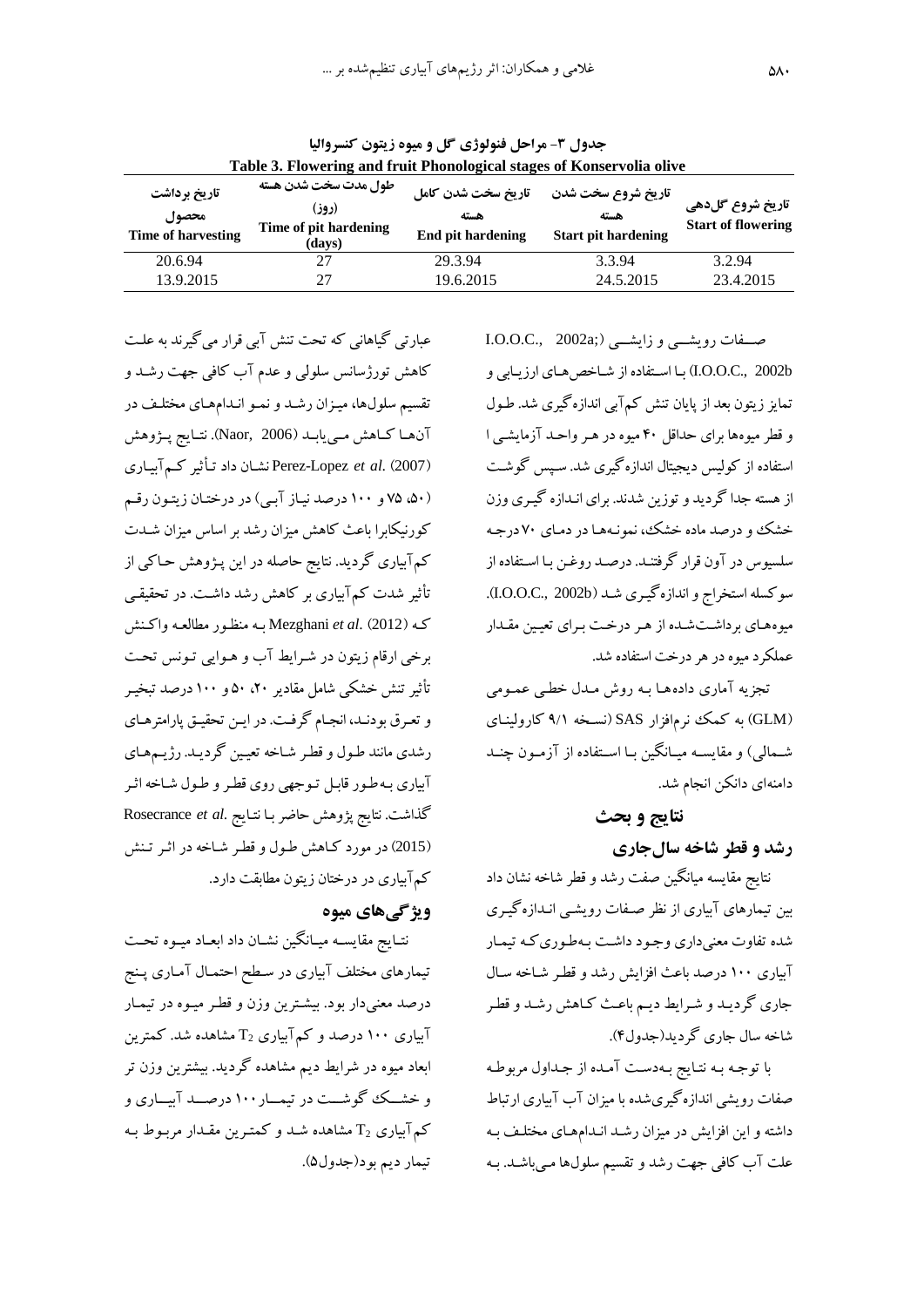جدول ۳- مراحل فنولوژی گل و میوه زیتون کنسروالیا

Table 3. Flowering and fruit Phonological stages of Konservolia olive

| تاریخ برداشت محصول Time of harvesting | طول مدت سخت شدن هسته (روز) Time of pit hardening (days) | تاریخ سخت شدن کامل هسته End pit hardening | تاریخ شروع سخت شدن هسته Start pit hardening | تاریخ شروع گل‌دهی Start of flowering |
|---|---|---|---|---|
| 20.6.94 | 27 | 29.3.94 | 3.3.94 | 3.2.94 |
| 13.9.2015 | 27 | 19.6.2015 | 24.5.2015 | 23.4.2015 |

صفات رویشی و زایشی (I.O.O.C., 2002a; I.O.O.C., 2002b) با استفاده از شاخص‌های ارزیابی و تمایز زیتون بعد از پایان تنش کم‌آبی اندازه‌گیری شد. طول و قطر میوه‌ها برای حداقل ۴۰ میوه در هر واحد آزمایشی با استفاده از کولیس دیجیتال اندازه‌گیری شد. سپس گوشت از هسته جدا گردید و توزین شدند. برای اندازه گیری وزن خشک و درصد ماده خشک، نمونه‌ها در دمای ۷۰ درجه سلسیوس در آون قرار گرفتند. درصد روغن با استفاده از سوکسله استخراج و اندازه‌گیری شد (I.O.O.C., 2002b). میوه‌های برداشت‌شده از هر درخت برای تعیین مقدار عملکرد میوه در هر درخت استفاده شد.

تجزیه آماری داده‌ها به روش مدل خطی عمومی (GLM) به کمک نرم‌افزار SAS (نسخه ۹/۱ کارولینای شمالی) و مقایسه میانگین با استفاده از آزمون چند دامنه‌ای دانکن انجام شد.

## نتایج و بحث

### رشد و قطر شاخه سال‌جاری

نتایج مقایسه میانگین صفت رشد و قطر شاخه نشان داد بین تیمارهای آبیاری از نظر صفات رویشی اندازه‌گیری شده تفاوت معنی‌داری وجود داشت به‌طوری‌که تیمار آبیاری ۱۰۰ درصد باعث افزایش رشد و قطر شاخه سال جاری گردید و شرایط دیم باعث کاهش رشد و قطر شاخه سال جاری گردید(جدول۴).

با توجه به نتایج به‌دست آمده از جداول مربوطه صفات رویشی اندازه‌گیری‌شده با میزان آب آبیاری ارتباط داشته و این افزایش در میزان رشد اندام‌های مختلف به علت آب کافی جهت رشد و تقسیم سلول‌ها می‌باشد. به عبارتی گیاهانی که تحت تنش آبی قرار می‌گیرند به علت کاهش تورژسانس سلولی و عدم آب کافی جهت رشد و تقسیم سلول‌ها، میزان رشد و نمو اندام‌های مختلف در آن‌ها کاهش می‌یابد (Naor, 2006). نتایج پژوهش Perez-Lopez *et al.* (2007) نشان داد تأثیر کم‌آبیاری (۵۰، ۷۵ و ۱۰۰ درصد نیاز آبی) در درختان زیتون رقم کورنیکابرا باعث کاهش میزان رشد بر اساس میزان شدت کم‌آبیاری گردید. نتایج حاصله در این پژوهش حاکی از تأثیر شدت کم‌آبیاری بر کاهش رشد داشت. در تحقیقی که Mezghani *et al.* (2012) به منظور مطالعه واکنش برخی ارقام زیتون در شرایط آب و هوایی تونس تحت تأثیر تنش خشکی شامل مقادیر ۲۰، ۵۰ و ۱۰۰ درصد تبخیر و تعرق بودند، انجام گرفت. در این تحقیق پارامترهای رشدی مانند طول و قطر شاخه تعیین گردید. رژیم‌های آبیاری به‌طور قابل توجهی روی قطر و طول شاخه اثر گذاشت. نتایج پژوهش حاضر با نتایج Rosecrance *et al.* (2015) در مورد کاهش طول و قطر شاخه در اثر تنش کم‌آبیاری در درختان زیتون مطابقت دارد.

### ویژگی‌های میوه

نتایج مقایسه میانگین نشان داد ابعاد میوه تحت تیمارهای مختلف آبیاری در سطح احتمال آماری پنج درصد معنی‌دار بود. بیشترین وزن و قطر میوه در تیمار آبیاری ۱۰۰ درصد و کم‌آبیاری $T_2$ مشاهده شد. کمترین ابعاد میوه در شرایط دیم مشاهده گردید. بیشترین وزن تر و خشک گوشت در تیمار ۱۰۰ درصد آبیاری و کم‌آبیاری $T_2$ مشاهده شد و کمترین مقدار مربوط به تیمار دیم بود(جدول۵).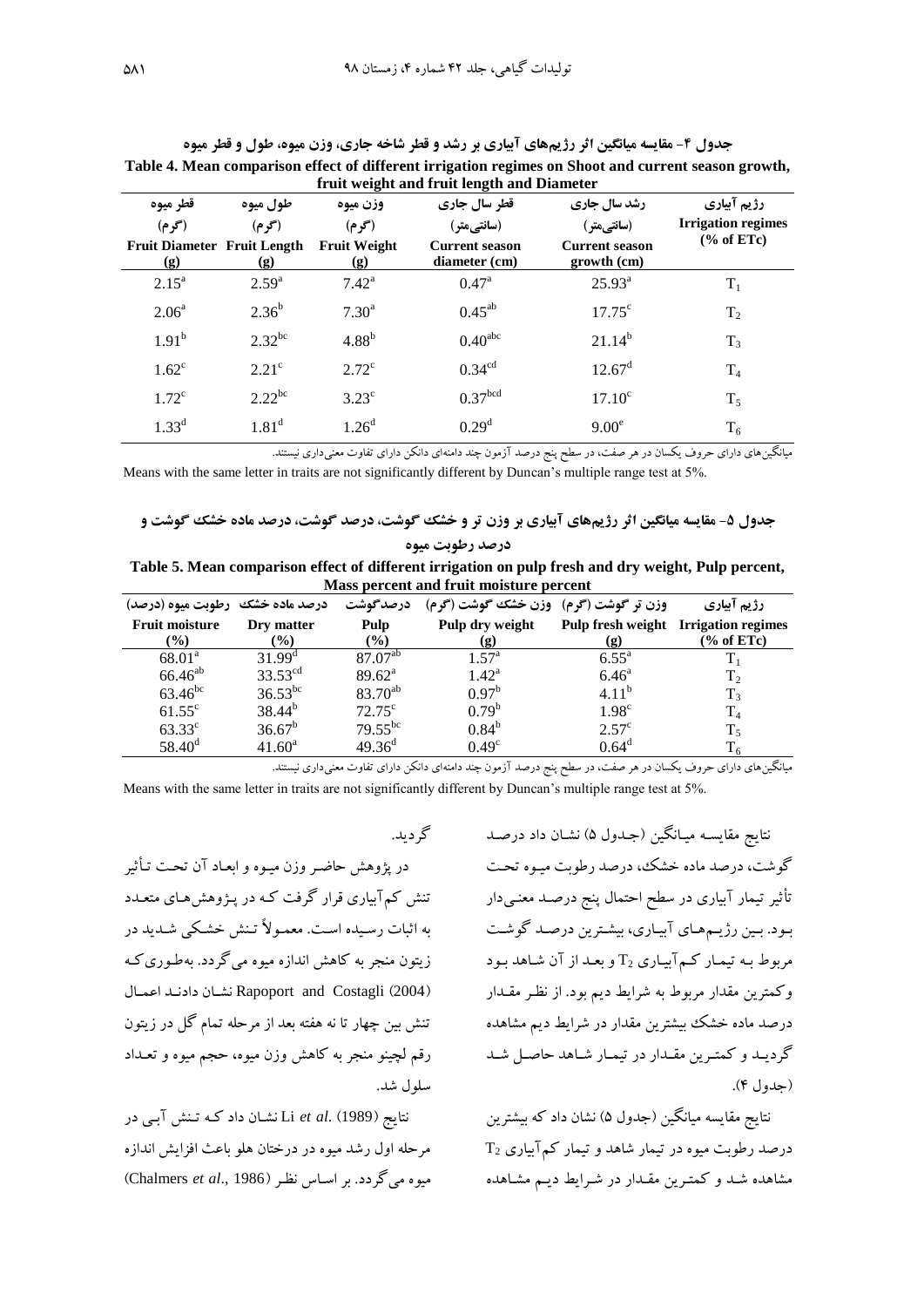**جدول ۴- مقایسه میانگین اثر رژیم‌های آبیاری بر رشد و قطر شاخه جاری، وزن میوه، طول و قطر میوه**

**Table 4. Mean comparison effect of different irrigation regimes on Shoot and current season growth, fruit weight and fruit length and Diameter**

| رژیم آبیاری Irrigation regimes (% of ETc) | رشد سال جاری (سانتی‌متر) Current season growth (cm) | قطر سال جاری (سانتی‌متر) Current season diameter (cm) | وزن میوه (گرم) Fruit Weight (g) | طول میوه (گرم) Fruit Length (g) | قطر میوه (گرم) Fruit Diameter (g) |
|---|---|---|---|---|---|
| $T_1$ | $25.93^{a}$ | $0.47^{a}$ | $7.42^{a}$ | $2.59^{a}$ | $2.15^{a}$ |
| $T_2$ | $17.75^{c}$ | $0.45^{ab}$ | $7.30^{a}$ | $2.36^{b}$ | $2.06^{a}$ |
| $T_3$ | $21.14^{b}$ | $0.40^{abc}$ | $4.88^{b}$ | $2.32^{bc}$ | $1.91^{b}$ |
| $T_4$ | $12.67^{d}$ | $0.34^{cd}$ | $2.72^{c}$ | $2.21^{c}$ | $1.62^{c}$ |
| $T_5$ | $17.10^{c}$ | $0.37^{bcd}$ | $3.23^{c}$ | $2.22^{bc}$ | $1.72^{c}$ |
| $T_6$ | $9.00^{e}$ | $0.29^{d}$ | $1.26^{d}$ | $1.81^{d}$ | $1.33^{d}$ |

میانگین‌های دارای حروف یکسان در هر صفت، در سطح پنج درصد آزمون چند دامنه‌ای دانکن دارای تفاوت معنی‌داری نیستند.

Means with the same letter in traits are not significantly different by Duncan's multiple range test at 5%.

**جدول ۵- مقایسه میانگین اثر رژیم‌های آبیاری بر وزن تر و خشک گوشت، درصد گوشت، درصد ماده خشک گوشت و درصد رطوبت میوه**

**Table 5. Mean comparison effect of different irrigation on pulp fresh and dry weight, Pulp percent, Mass percent and fruit moisture percent**

| رژیم آبیاری Irrigation regimes (% of ETc) | وزن تر گوشت (گرم) Pulp fresh weight (g) | وزن خشک گوشت (گرم) Pulp dry weight (g) | درصدگوشت Pulp (%) | درصد ماده خشک Dry matter (%) | رطوبت میوه (درصد) Fruit moisture (%) |
|---|---|---|---|---|---|
| $T_1$ | $6.55^{a}$ | $1.57^{a}$ | $87.07^{ab}$ | $31.99^{d}$ | $68.01^{a}$ |
| $T_2$ | $6.46^{a}$ | $1.42^{a}$ | $89.62^{a}$ | $33.53^{cd}$ | $66.46^{ab}$ |
| $T_3$ | $4.11^{b}$ | $0.97^{b}$ | $83.70^{ab}$ | $36.53^{bc}$ | $63.46^{bc}$ |
| $T_4$ | $1.98^{c}$ | $0.79^{b}$ | $72.75^{c}$ | $38.44^{b}$ | $61.55^{c}$ |
| $T_5$ | $2.57^{c}$ | $0.84^{b}$ | $79.55^{bc}$ | $36.67^{b}$ | $63.33^{c}$ |
| $T_6$ | $0.64^{d}$ | $0.49^{c}$ | $49.36^{d}$ | $41.60^{a}$ | $58.40^{d}$ |

میانگین‌های دارای حروف یکسان در هر صفت، در سطح پنج درصد آزمون چند دامنه‌ای دانکن دارای تفاوت معنی‌داری نیستند.

Means with the same letter in traits are not significantly different by Duncan's multiple range test at 5%.

نتایج مقایسه میانگین (جدول ۵) نشان داد درصد گوشت، درصد ماده خشک، درصد رطوبت میوه تحت تأثیر تیمار آبیاری در سطح احتمال پنج درصد معنی‌دار بود. بین رژیم‌های آبیاری، بیشترین درصد گوشت مربوط به تیمار کم‌آبیاری $T_2$ و بعد از آن شاهد بود وکمترین مقدار مربوط به شرایط دیم بود. از نظر مقدار درصد ماده خشک بیشترین مقدار در شرایط دیم مشاهده گردید و کمترین مقدار در تیمار شاهد حاصل شد (جدول ۴).

نتایج مقایسه میانگین (جدول ۵) نشان داد که بیشترین درصد رطوبت میوه در تیمار شاهد و تیمار کم‌آبیاری $T_2$ مشاهده شد و کمترین مقدار در شرایط دیم مشاهده گردید.

در پژوهش حاضر وزن میوه و ابعاد آن تحت تأثیر تنش کم‌آبیاری قرار گرفت که در پژوهش‌های متعدد به اثبات رسیده است. معمولاً تنش خشکی شدید در زیتون منجر به کاهش اندازه میوه می‌گردد. به‌طوری‌که Rapoport and Costagli (2004) نشان دادند اعمال تنش بین چهار تا نه هفته بعد از مرحله تمام گل در زیتون رقم لچینو منجر به کاهش وزن میوه، حجم میوه و تعداد سلول شد.

نتایج Li *et al.* (1989) نشان داد که تنش آبی در مرحله اول رشد میوه در درختان هلو باعث افزایش اندازه میوه می‌گردد. بر اساس نظر (Chalmers *et al.*, 1986)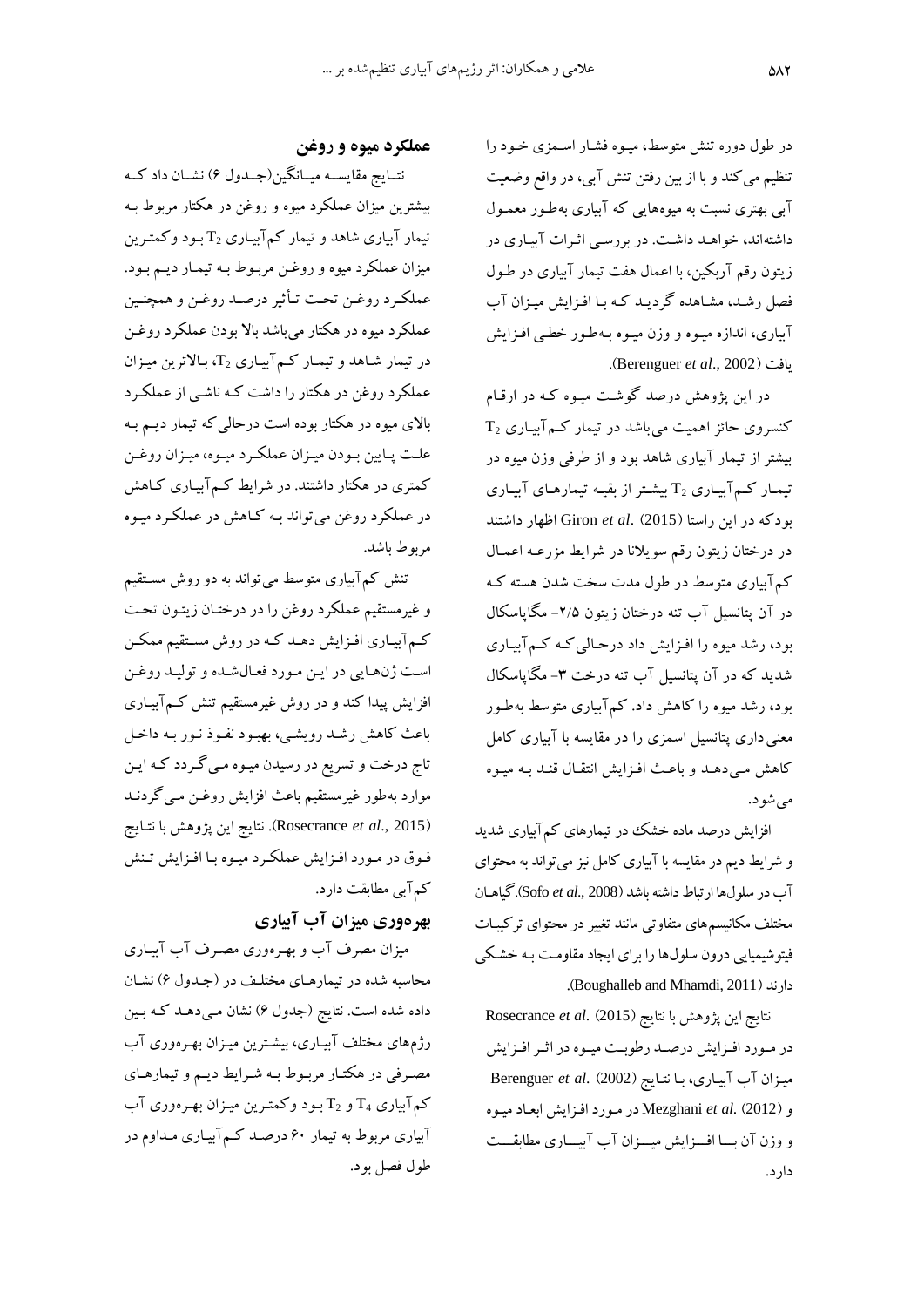در طول دوره تنش متوسط، میوه فشار اسمزی خود را تنظیم می‌کند و با از بین رفتن تنش آبی، در واقع وضعیت آبی بهتری نسبت به میوه‌هایی که آبیاری به‌طور معمول داشته‌اند، خواهد داشت. در بررسی اثرات آبیاری در زیتون رقم آربکین، با اعمال هفت تیمار آبیاری در طول فصل رشد، مشاهده گردید که با افزایش میزان آب آبیاری، اندازه میوه و وزن میوه به‌طور خطی افزایش یافت (Berenguer *et al*., 2002).

در این پژوهش درصد گوشت میوه که در ارقام کنسروی حائز اهمیت می‌باشد در تیمار کم‌آبیاری $T_2$ بیشتر از تیمار آبیاری شاهد بود و از طرفی وزن میوه در تیمار کم‌آبیاری $T_2$ بیشتر از بقیه تیمارهای آبیاری بود که در این راستا Giron *et al*. (2015) اظهار داشتند در درختان زیتون رقم سویلانا در شرایط مزرعه اعمال کم‌آبیاری متوسط در طول مدت سخت شدن هسته که در آن پتانسیل آب تنه درختان زیتون ۲/۵- مگاپاسکال بود، رشد میوه را افزایش داد درحالی‌که کم‌آبیاری شدید که در آن پتانسیل آب تنه درخت ۳- مگاپاسکال بود، رشد میوه را کاهش داد. کم‌آبیاری متوسط به‌طور معنی‌داری پتانسیل اسمزی را در مقایسه با آبیاری کامل کاهش می‌دهد و باعث افزایش انتقال قند به میوه می‌شود.

افزایش درصد ماده خشک در تیمارهای کم‌آبیاری شدید و شرایط دیم در مقایسه با آبیاری کامل نیز می‌تواند به محتوای آب در سلول‌ها ارتباط داشته باشد (Sofo *et al*., 2008).گیاهان مختلف مکانیسم‌های متفاوتی مانند تغییر در محتوای ترکیبات فیتوشیمیایی درون سلول‌ها را برای ایجاد مقاومت به خشکی دارند (Boughalleb and Mhamdi, 2011).

نتایج این پژوهش با نتایج Rosecrance *et al*. (2015) در مورد افزایش درصد رطوبت میوه در اثر افزایش میزان آب آبیاری، با نتایج Berenguer *et al*. (2002) و Mezghani *et al*. (2012) در مورد افزایش ابعاد میوه و وزن آن با افزایش میزان آب آبیاری مطابقت دارد.

## عملکرد میوه و روغن

نتایج مقایسه میانگین(جدول ۶) نشان داد که بیشترین میزان عملکرد میوه و روغن در هکتار مربوط به تیمار آبیاری شاهد و تیمار کم‌آبیاری $T_2$ بود وکمترین میزان عملکرد میوه و روغن مربوط به تیمار دیم بود. عملکرد روغن تحت تأثیر درصد روغن و همچنین عملکرد میوه در هکتار می‌باشد بالا بودن عملکرد روغن در تیمار شاهد و تیمار کم‌آبیاری $T_2$، بالاترین میزان عملکرد روغن در هکتار را داشت که ناشی از عملکرد بالای میوه در هکتار بوده است درحالی‌که تیمار دیم به علت پایین بودن میزان عملکرد میوه، میزان روغن کمتری در هکتار داشتند. در شرایط کم‌آبیاری کاهش در عملکرد روغن می‌تواند به کاهش در عملکرد میوه مربوط باشد.

تنش کم‌آبیاری متوسط می‌تواند به دو روش مستقیم و غیرمستقیم عملکرد روغن را در درختان زیتون تحت کم‌آبیاری افزایش دهد که در روش مستقیم ممکن است ژن‌هایی در این مورد فعال‌شده و تولید روغن افزایش پیدا کند و در روش غیرمستقیم تنش کم‌آبیاری باعث کاهش رشد رویشی، بهبود نفوذ نور به داخل تاج درخت و تسریع در رسیدن میوه می‌گردد که این موارد به‌طور غیرمستقیم باعث افزایش روغن می‌گردند (Rosecrance *et al*., 2015). نتایج این پژوهش با نتایج فوق در مورد افزایش عملکرد میوه با افزایش تنش کم‌آبی مطابقت دارد.

## بهره‌وری میزان آب آبیاری

میزان مصرف آب و بهره‌وری مصرف آب آبیاری محاسبه شده در تیمارهای مختلف در (جدول ۶) نشان داده شده است. نتایج (جدول ۶) نشان می‌دهد که بین رژم‌های مختلف آبیاری، بیشترین میزان بهره‌وری آب مصرفی در هکتار مربوط به شرایط دیم و تیمارهای کم‌آبیاری $T_4$ و $T_2$ بود وکمترین میزان بهره‌وری آب آبیاری مربوط به تیمار ۶۰ درصد کم‌آبیاری مداوم در طول فصل بود.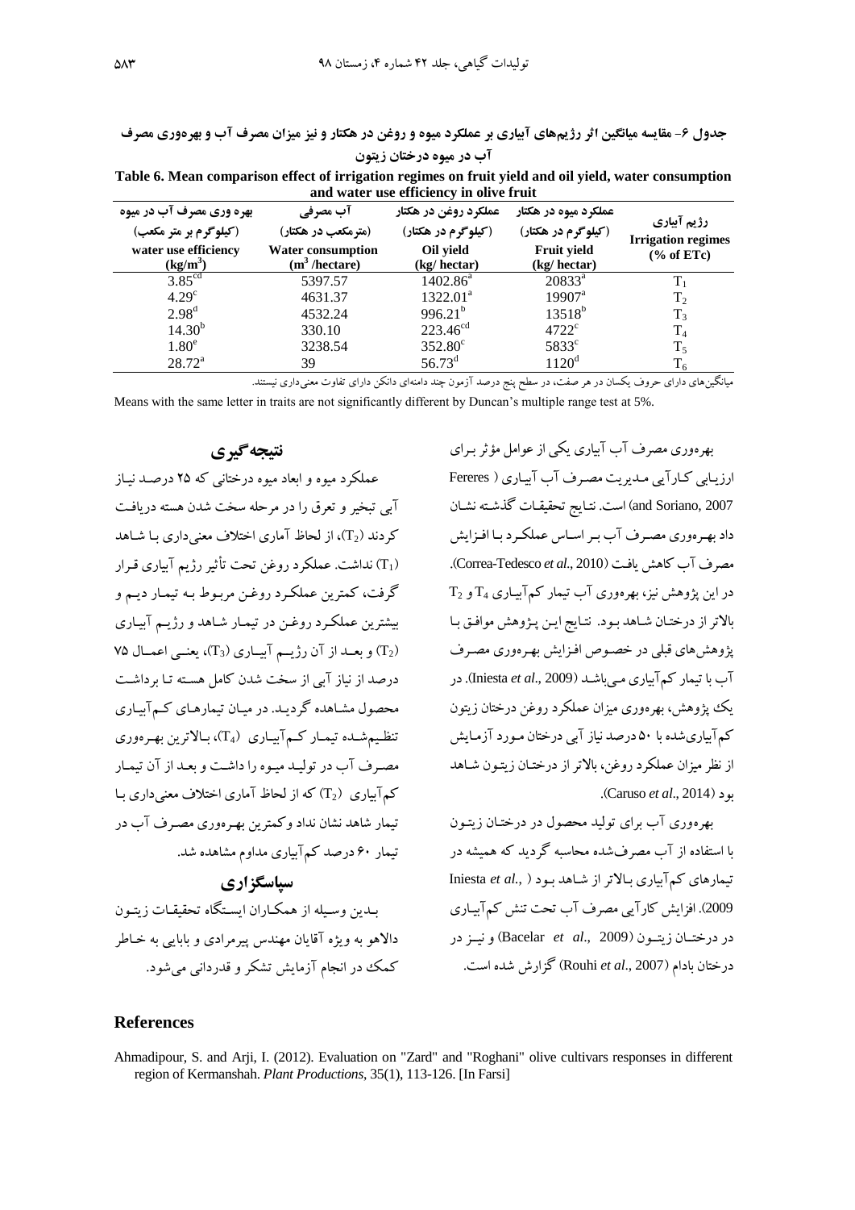**جدول ۶- مقایسه میانگین اثر رژیم‌های آبیاری بر عملکرد میوه و روغن در هکتار و نیز میزان مصرف آب و بهره‌وری مصرف آب در میوه درختان زیتون**

**Table 6. Mean comparison effect of irrigation regimes on fruit yield and oil yield, water consumption and water use efficiency in olive fruit**

| رژیم آبیاری Irrigation regimes (% of ETc) | عملکرد میوه در هکتار (کیلوگرم در هکتار) Fruit yield (kg/ hectar) | عملکرد روغن در هکتار (کیلوگرم در هکتار) Oil yield (kg/ hectar) | آب مصرفی (مترمکعب در هکتار) Water consumption ($m^3$ /hectare) | بهره وری مصرف آب در میوه (کیلوگرم بر متر مکعب) water use efficiency ($kg/m^3$) |
|---|---|---|---|---|
| $T_1$ | $20833^{a}$ | $1402.86^{a}$ | 5397.57 | $3.85^{cd}$ |
| $T_2$ | $19907^{a}$ | $1322.01^{a}$ | 4631.37 | $4.29^{c}$ |
| $T_3$ | $13518^{b}$ | $996.21^{b}$ | 4532.24 | $2.98^{d}$ |
| $T_4$ | $4722^{c}$ | $223.46^{cd}$ | 330.10 | $14.30^{b}$ |
| $T_5$ | $5833^{c}$ | $352.80^{c}$ | 3238.54 | $1.80^{e}$ |
| $T_6$ | $1120^{d}$ | $56.73^{d}$ | 39 | $28.72^{a}$ |

میانگین‌های دارای حروف یکسان در هر صفت، در سطح پنج درصد آزمون چند دامنه‌ای دانکن دارای تفاوت معنی‌داری نیستند.

Means with the same letter in traits are not significantly different by Duncan's multiple range test at 5%.

بهره‌وری مصرف آب آبیاری یکی از عوامل مؤثر برای ارزیابی کارآیی مدیریت مصرف آب آبیاری (Fereres and Soriano, 2007) است. نتایج تحقیقات گذشته نشان داد بهره‌وری مصرف آب بر اساس عملکرد با افزایش مصرف آب کاهش یافت (Correa-Tedesco *et al*., 2010). در این پژوهش نیز، بهره‌وری آب تیمار کم‌آبیاری $T_4$ و $T_2$ بالاتر از درختان شاهد بود. نتایج این پژوهش موافق با پژوهش‌های قبلی در خصوص افزایش بهره‌وری مصرف آب با تیمار کم‌آبیاری می‌باشد (Iniesta *et al*., 2009). در یک پژوهش، بهره‌وری میزان عملکرد روغن درختان زیتون کم‌آبیاری‌شده با ۵۰ درصد نیاز آبی درختان مورد آزمایش از نظر میزان عملکرد روغن، بالاتر از درختان زیتون شاهد بود (Caruso *et al*., 2014).

بهره‌وری آب برای تولید محصول در درختان زیتون با استفاده از آب مصرف‌شده محاسبه گردید که همیشه در تیمارهای کم‌آبیاری بالاتر از شاهد بود (Iniesta *et al*., 2009). افزایش کارآیی مصرف آب تحت تنش کم‌آبیاری در درختان زیتون (Bacelar *et al*., 2009) و نیز در درختان بادام (Rouhi *et al*., 2007) گزارش شده است.

## نتیجه‌گیری

عملکرد میوه و ابعاد میوه درختانی که ۲۵ درصد نیاز آبی تبخیر و تعرق را در مرحله سخت شدن هسته دریافت کردند ($T_2$)، از لحاظ آماری اختلاف معنی‌داری با شاهد ($T_1$) نداشت. عملکرد روغن تحت تأثیر رژیم آبیاری قرار گرفت، کمترین عملکرد روغن مربوط به تیمار دیم و بیشترین عملکرد روغن در تیمار شاهد و رژیم آبیاری ($T_2$) و بعد از آن رژیم آبیاری ($T_3$)، یعنی اعمال ۷۵ درصد از نیاز آبی از سخت شدن کامل هسته تا برداشت محصول مشاهده گردید. در میان تیمارهای کم‌آبیاری تنظیم‌شده تیمار کم‌آبیاری ($T_4$)، بالاترین بهره‌وری مصرف آب در تولید میوه را داشت و بعد از آن تیمار کم‌آبیاری ($T_2$) که از لحاظ آماری اختلاف معنی‌داری با تیمار شاهد نشان نداد و کمترین بهره‌وری مصرف آب در تیمار ۶۰ درصد کم‌آبیاری مداوم مشاهده شد.

## سپاسگزاری

بدین وسیله از همکاران ایستگاه تحقیقات زیتون دالاهو به ویژه آقایان مهندس پیرمرادی و بابایی به خاطر کمک در انجام آزمایش تشکر و قدردانی می‌شود.

## References

Ahmadipour, S. and Arji, I. (2012). Evaluation on "Zard" and "Roghani" olive cultivars responses in different region of Kermanshah. *Plant Productions*, 35(1), 113-126. [In Farsi]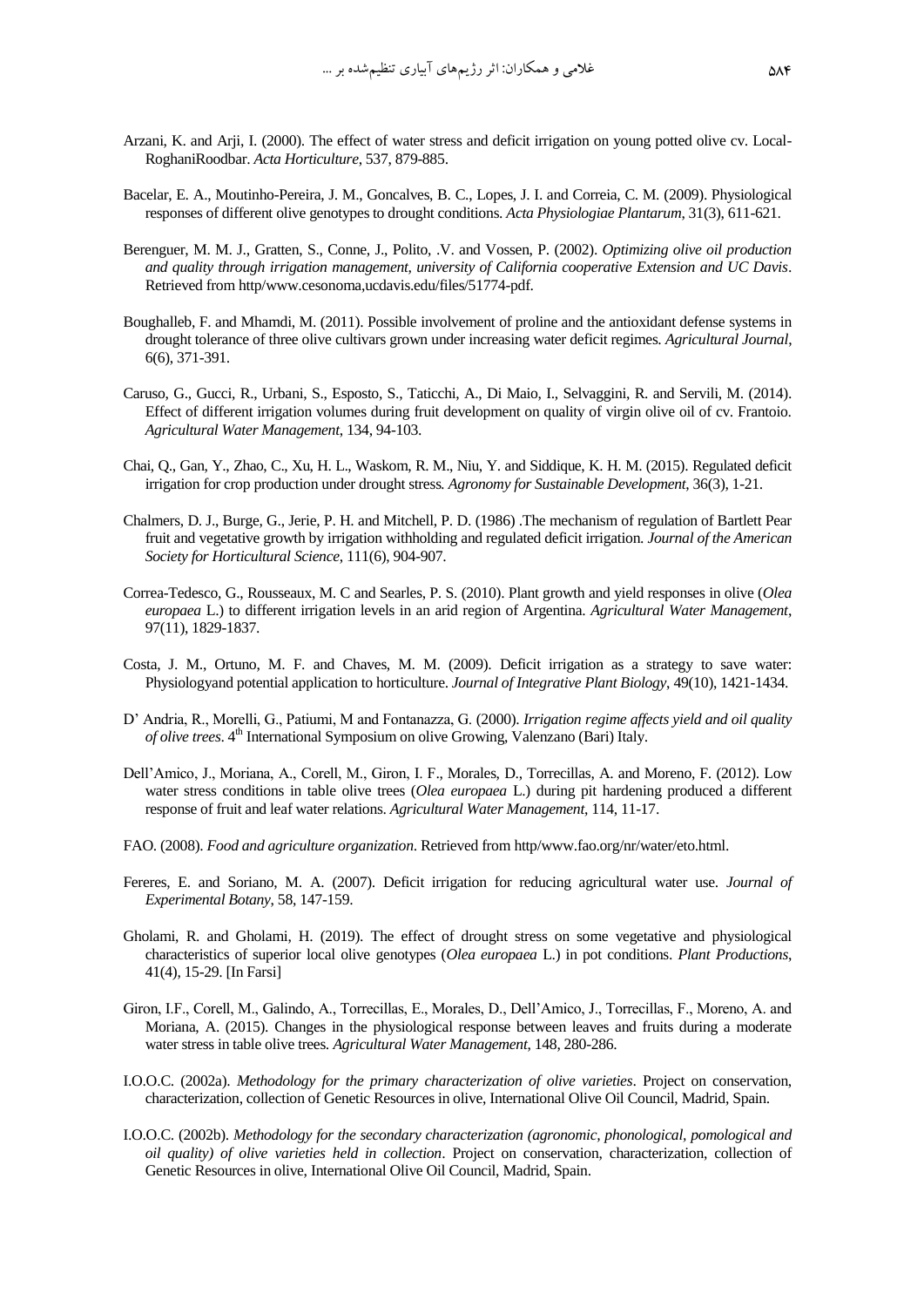Arzani, K. and Arji, I. (2000). The effect of water stress and deficit irrigation on young potted olive cv. Local-RoghaniRoodbar. *Acta Horticulture*, 537, 879-885.

Bacelar, E. A., Moutinho-Pereira, J. M., Goncalves, B. C., Lopes, J. I. and Correia, C. M. (2009). Physiological responses of different olive genotypes to drought conditions. *Acta Physiologiae Plantarum*, 31(3), 611-621.

Berenguer, M. M. J., Gratten, S., Conne, J., Polito, .V. and Vossen, P. (2002). *Optimizing olive oil production and quality through irrigation management, university of California cooperative Extension and UC Davis*. Retrieved from http/www.cesonoma,ucdavis.edu/files/51774-pdf.

Boughalleb, F. and Mhamdi, M. (2011). Possible involvement of proline and the antioxidant defense systems in drought tolerance of three olive cultivars grown under increasing water deficit regimes. *Agricultural Journal*, 6(6), 371-391.

Caruso, G., Gucci, R., Urbani, S., Esposto, S., Taticchi, A., Di Maio, I., Selvaggini, R. and Servili, M. (2014). Effect of different irrigation volumes during fruit development on quality of virgin olive oil of cv. Frantoio. *Agricultural Water Management*, 134, 94-103.

Chai, Q., Gan, Y., Zhao, C., Xu, H. L., Waskom, R. M., Niu, Y. and Siddique, K. H. M. (2015). Regulated deficit irrigation for crop production under drought stress. *Agronomy for Sustainable Development*, 36(3), 1-21.

Chalmers, D. J., Burge, G., Jerie, P. H. and Mitchell, P. D. (1986) .The mechanism of regulation of Bartlett Pear fruit and vegetative growth by irrigation withholding and regulated deficit irrigation. *Journal of the American Society for Horticultural Science*, 111(6), 904-907.

Correa-Tedesco, G., Rousseaux, M. C and Searles, P. S. (2010). Plant growth and yield responses in olive (*Olea europaea* L.) to different irrigation levels in an arid region of Argentina. *Agricultural Water Management*, 97(11), 1829-1837.

Costa, J. M., Ortuno, M. F. and Chaves, M. M. (2009). Deficit irrigation as a strategy to save water: Physiologyand potential application to horticulture. *Journal of Integrative Plant Biology*, 49(10), 1421-1434.

D' Andria, R., Morelli, G., Patiumi, M and Fontanazza, G. (2000). *Irrigation regime affects yield and oil quality of olive trees*. 4th International Symposium on olive Growing, Valenzano (Bari) Italy.

Dell'Amico, J., Moriana, A., Corell, M., Giron, I. F., Morales, D., Torrecillas, A. and Moreno, F. (2012). Low water stress conditions in table olive trees (*Olea europaea* L.) during pit hardening produced a different response of fruit and leaf water relations. *Agricultural Water Management*, 114, 11-17.

FAO. (2008). *Food and agriculture organization*. Retrieved from http/www.fao.org/nr/water/eto.html.

Fereres, E. and Soriano, M. A. (2007). Deficit irrigation for reducing agricultural water use. *Journal of Experimental Botany*, 58, 147-159.

Gholami, R. and Gholami, H. (2019). The effect of drought stress on some vegetative and physiological characteristics of superior local olive genotypes (*Olea europaea* L.) in pot conditions. *Plant Productions*, 41(4), 15-29. [In Farsi]

Giron, I.F., Corell, M., Galindo, A., Torrecillas, E., Morales, D., Dell'Amico, J., Torrecillas, F., Moreno, A. and Moriana, A. (2015). Changes in the physiological response between leaves and fruits during a moderate water stress in table olive trees. *Agricultural Water Management*, 148, 280-286.

I.O.O.C. (2002a). *Methodology for the primary characterization of olive varieties*. Project on conservation, characterization, collection of Genetic Resources in olive, International Olive Oil Council, Madrid, Spain.

I.O.O.C. (2002b). *Methodology for the secondary characterization (agronomic, phonological, pomological and oil quality) of olive varieties held in collection*. Project on conservation, characterization, collection of Genetic Resources in olive, International Olive Oil Council, Madrid, Spain.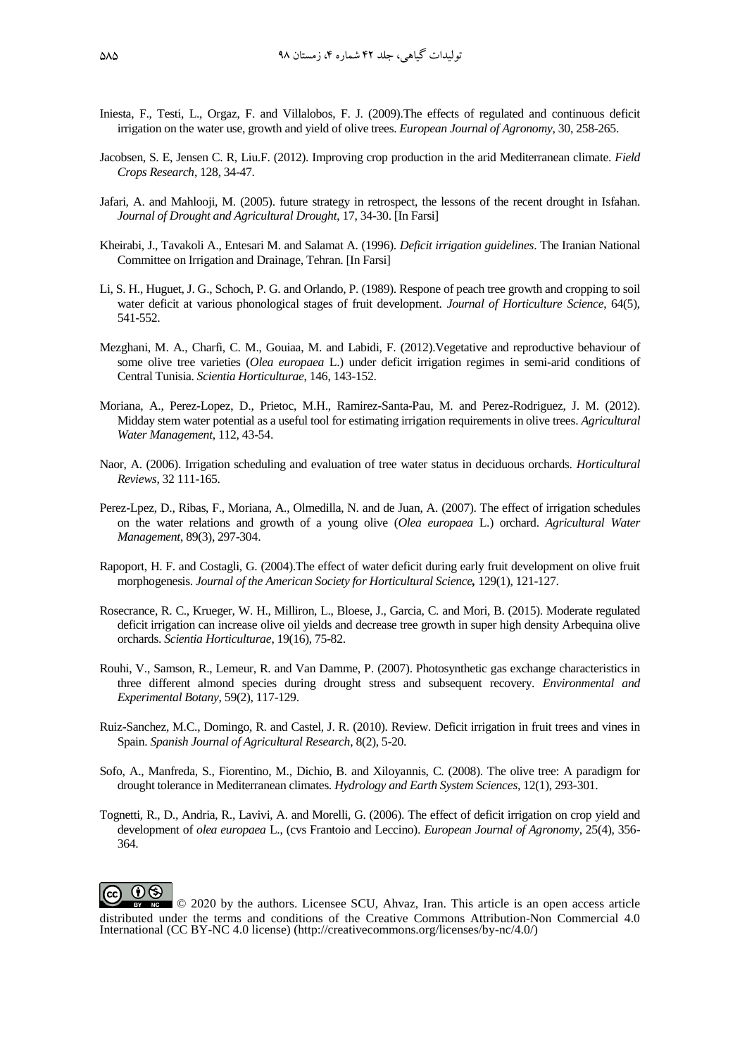Iniesta, F., Testi, L., Orgaz, F. and Villalobos, F. J. (2009).The effects of regulated and continuous deficit irrigation on the water use, growth and yield of olive trees. *European Journal of Agronomy*, 30, 258-265.

Jacobsen, S. E, Jensen C. R, Liu.F. (2012). Improving crop production in the arid Mediterranean climate. *Field Crops Research*, 128, 34-47.

Jafari, A. and Mahlooji, M. (2005). future strategy in retrospect, the lessons of the recent drought in Isfahan. *Journal of Drought and Agricultural Drought*, 17, 34-30. [In Farsi]

Kheirabi, J., Tavakoli A., Entesari M. and Salamat A. (1996). *Deficit irrigation guidelines*. The Iranian National Committee on Irrigation and Drainage, Tehran. [In Farsi]

Li, S. H., Huguet, J. G., Schoch, P. G. and Orlando, P. (1989). Respone of peach tree growth and cropping to soil water deficit at various phonological stages of fruit development. *Journal of Horticulture Science*, 64(5), 541-552.

Mezghani, M. A., Charfi, C. M., Gouiaa, M. and Labidi, F. (2012).Vegetative and reproductive behaviour of some olive tree varieties (*Olea europaea* L.) under deficit irrigation regimes in semi-arid conditions of Central Tunisia. *Scientia Horticulturae*, 146, 143-152.

Moriana, A., Perez-Lopez, D., Prietoc, M.H., Ramirez-Santa-Pau, M. and Perez-Rodriguez, J. M. (2012). Midday stem water potential as a useful tool for estimating irrigation requirements in olive trees. *Agricultural Water Management*, 112, 43-54.

Naor, A. (2006). Irrigation scheduling and evaluation of tree water status in deciduous orchards. *Horticultural Reviews*, 32 111-165.

Perez-Lpez, D., Ribas, F., Moriana, A., Olmedilla, N. and de Juan, A. (2007). The effect of irrigation schedules on the water relations and growth of a young olive (*Olea europaea* L.) orchard. *Agricultural Water Management*, 89(3), 297-304.

Rapoport, H. F. and Costagli, G. (2004).The effect of water deficit during early fruit development on olive fruit morphogenesis. *Journal of the American Society for Horticultural Science,* 129(1), 121-127.

Rosecrance, R. C., Krueger, W. H., Milliron, L., Bloese, J., Garcia, C. and Mori, B. (2015). Moderate regulated deficit irrigation can increase olive oil yields and decrease tree growth in super high density Arbequina olive orchards. *Scientia Horticulturae*, 19(16), 75-82.

Rouhi, V., Samson, R., Lemeur, R. and Van Damme, P. (2007). Photosynthetic gas exchange characteristics in three different almond species during drought stress and subsequent recovery. *Environmental and Experimental Botany*, 59(2), 117-129.

Ruiz-Sanchez, M.C., Domingo, R. and Castel, J. R. (2010). Review. Deficit irrigation in fruit trees and vines in Spain. *Spanish Journal of Agricultural Research*, 8(2), 5-20.

Sofo, A., Manfreda, S., Fiorentino, M., Dichio, B. and Xiloyannis, C. (2008). The olive tree: A paradigm for drought tolerance in Mediterranean climates. *Hydrology and Earth System Sciences*, 12(1), 293-301.

Tognetti, R., D., Andria, R., Lavivi, A. and Morelli, G. (2006). The effect of deficit irrigation on crop yield and development of *olea europaea* L., (cvs Frantoio and Leccino). *European Journal of Agronomy*, 25(4), 356-364.

© 2020 by the authors. Licensee SCU, Ahvaz, Iran. This article is an open access article distributed under the terms and conditions of the Creative Commons Attribution-Non Commercial 4.0 International (CC BY-NC 4.0 license) (http://creativecommons.org/licenses/by-nc/4.0/)